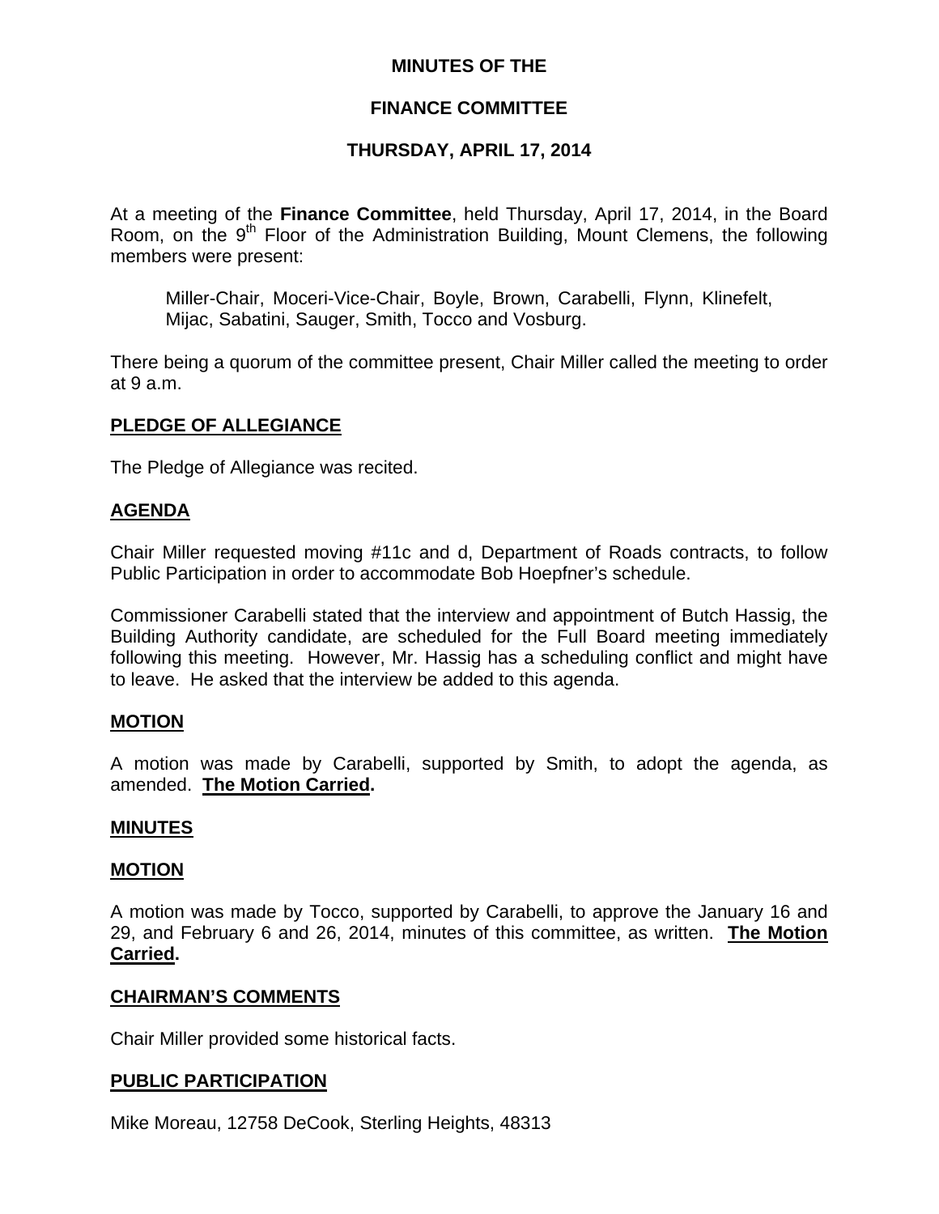# MINUTES OF THE

## FINANCE COMMITTEE

## THURSDAY, APRIL 17, 2014

At a meeting of the **Finance Committee**, held Thursday, April 17, 2014, in the Board Room, on the 9th Floor of the Administration Building, Mount Clemens, the following members were present:

> Miller-Chair, Moceri-Vice-Chair, Boyle, Brown, Carabelli, Flynn, Klinefelt, Mijac, Sabatini, Sauger, Smith, Tocco and Vosburg.

There being a quorum of the committee present, Chair Miller called the meeting to order at 9 a.m.

**PLEDGE OF ALLEGIANCE**

The Pledge of Allegiance was recited.

**AGENDA**

Chair Miller requested moving #11c and d, Department of Roads contracts, to follow Public Participation in order to accommodate Bob Hoepfner's schedule.

Commissioner Carabelli stated that the interview and appointment of Butch Hassig, the Building Authority candidate, are scheduled for the Full Board meeting immediately following this meeting. However, Mr. Hassig has a scheduling conflict and might have to leave. He asked that the interview be added to this agenda.

**MOTION**

A motion was made by Carabelli, supported by Smith, to adopt the agenda, as amended. **The Motion Carried.**

**MINUTES**

**MOTION**

A motion was made by Tocco, supported by Carabelli, to approve the January 16 and 29, and February 6 and 26, 2014, minutes of this committee, as written. **The Motion Carried.**

**CHAIRMAN'S COMMENTS**

Chair Miller provided some historical facts.

**PUBLIC PARTICIPATION**

Mike Moreau, 12758 DeCook, Sterling Heights, 48313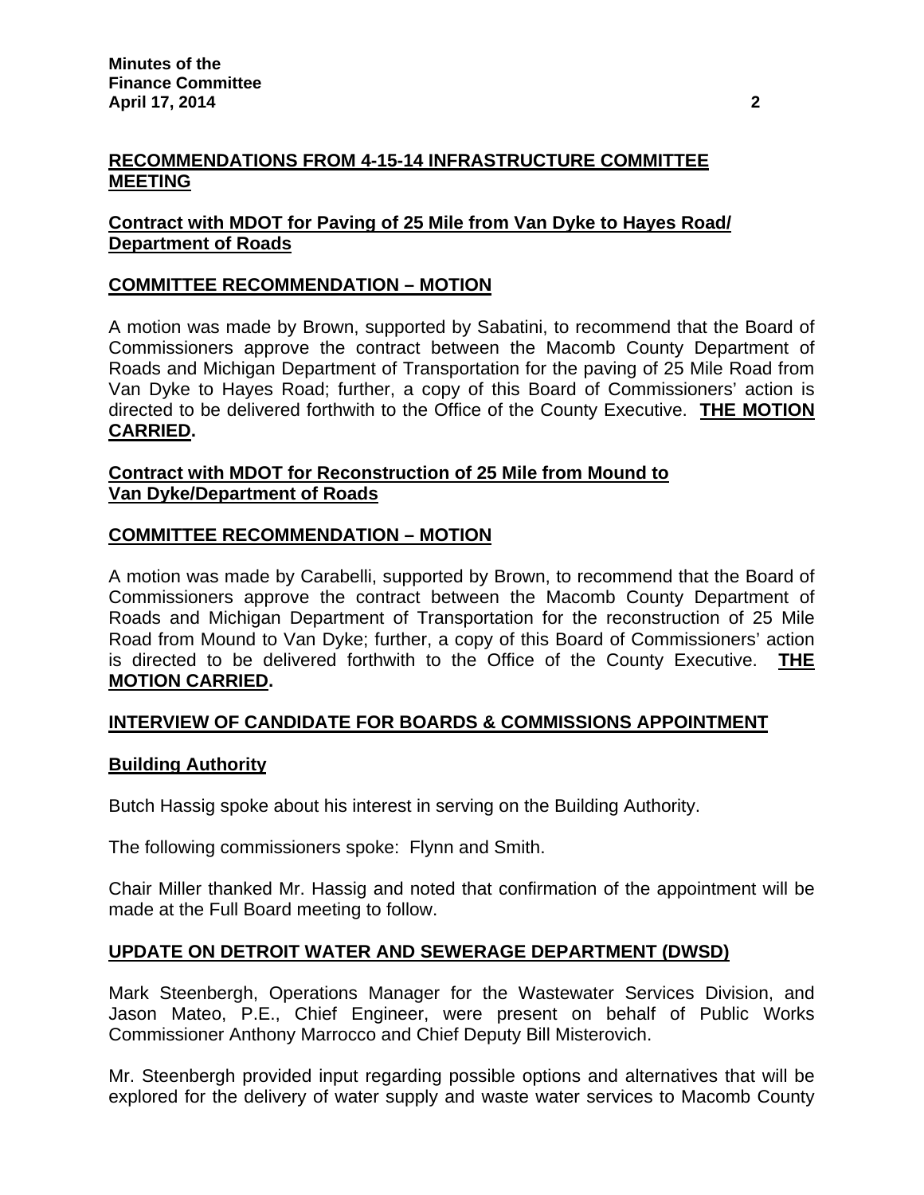**RECOMMENDATIONS FROM 4-15-14 INFRASTRUCTURE COMMITTEE MEETING**

**Contract with MDOT for Paving of 25 Mile from Van Dyke to Hayes Road/ Department of Roads**

**COMMITTEE RECOMMENDATION – MOTION**

A motion was made by Brown, supported by Sabatini, to recommend that the Board of Commissioners approve the contract between the Macomb County Department of Roads and Michigan Department of Transportation for the paving of 25 Mile Road from Van Dyke to Hayes Road; further, a copy of this Board of Commissioners' action is directed to be delivered forthwith to the Office of the County Executive. **THE MOTION CARRIED.**

**Contract with MDOT for Reconstruction of 25 Mile from Mound to Van Dyke/Department of Roads**

**COMMITTEE RECOMMENDATION – MOTION**

A motion was made by Carabelli, supported by Brown, to recommend that the Board of Commissioners approve the contract between the Macomb County Department of Roads and Michigan Department of Transportation for the reconstruction of 25 Mile Road from Mound to Van Dyke; further, a copy of this Board of Commissioners' action is directed to be delivered forthwith to the Office of the County Executive. **THE MOTION CARRIED.**

**INTERVIEW OF CANDIDATE FOR BOARDS & COMMISSIONS APPOINTMENT**

**Building Authority**

Butch Hassig spoke about his interest in serving on the Building Authority.

The following commissioners spoke: Flynn and Smith.

Chair Miller thanked Mr. Hassig and noted that confirmation of the appointment will be made at the Full Board meeting to follow.

**UPDATE ON DETROIT WATER AND SEWERAGE DEPARTMENT (DWSD)**

Mark Steenbergh, Operations Manager for the Wastewater Services Division, and Jason Mateo, P.E., Chief Engineer, were present on behalf of Public Works Commissioner Anthony Marrocco and Chief Deputy Bill Misterovich.

Mr. Steenbergh provided input regarding possible options and alternatives that will be explored for the delivery of water supply and waste water services to Macomb County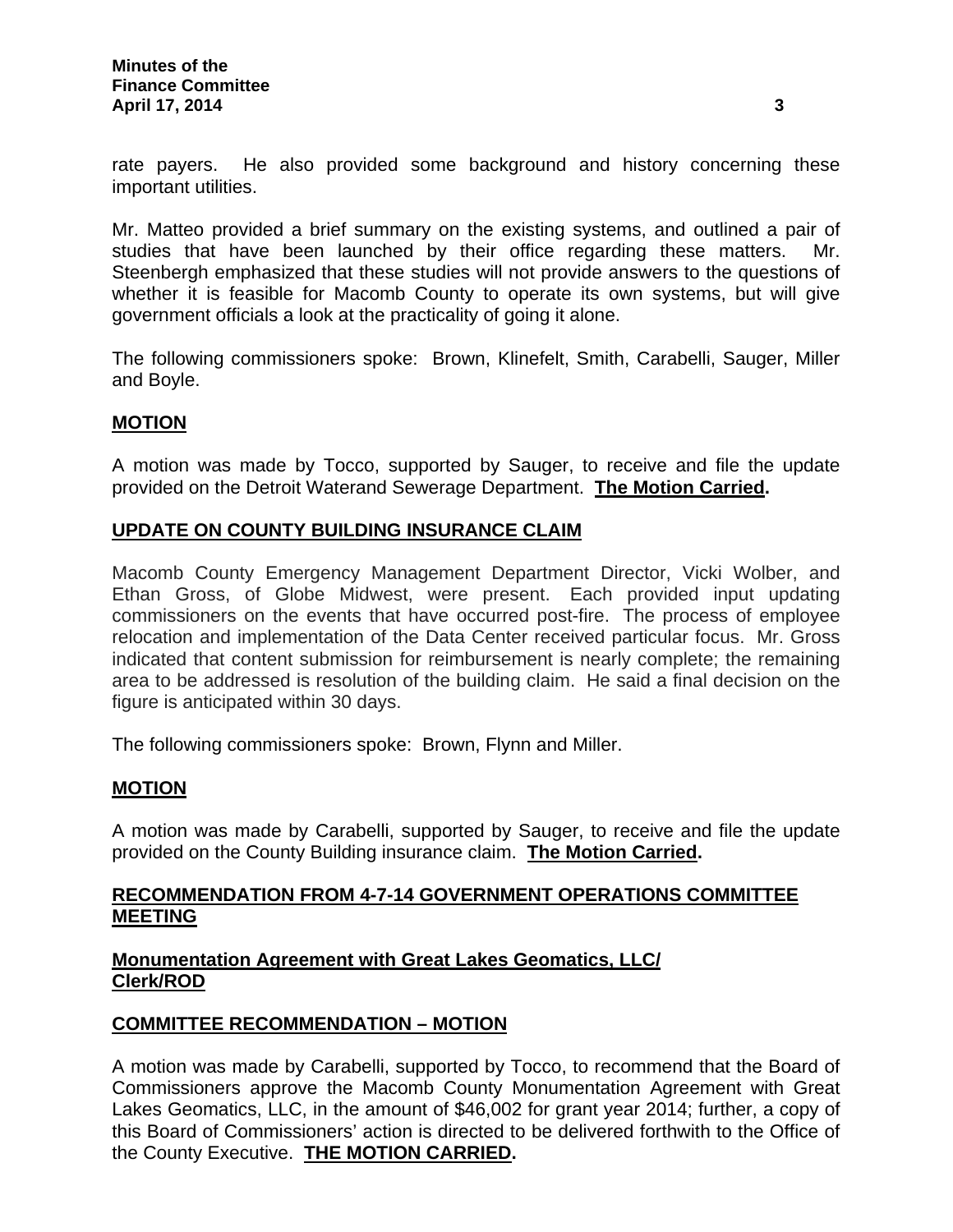rate payers. He also provided some background and history concerning these important utilities.

Mr. Matteo provided a brief summary on the existing systems, and outlined a pair of studies that have been launched by their office regarding these matters. Mr. Steenbergh emphasized that these studies will not provide answers to the questions of whether it is feasible for Macomb County to operate its own systems, but will give government officials a look at the practicality of going it alone.

The following commissioners spoke: Brown, Klinefelt, Smith, Carabelli, Sauger, Miller and Boyle.

**MOTION**

A motion was made by Tocco, supported by Sauger, to receive and file the update provided on the Detroit Waterand Sewerage Department. **The Motion Carried.**

**UPDATE ON COUNTY BUILDING INSURANCE CLAIM**

Macomb County Emergency Management Department Director, Vicki Wolber, and Ethan Gross, of Globe Midwest, were present. Each provided input updating commissioners on the events that have occurred post-fire. The process of employee relocation and implementation of the Data Center received particular focus. Mr. Gross indicated that content submission for reimbursement is nearly complete; the remaining area to be addressed is resolution of the building claim. He said a final decision on the figure is anticipated within 30 days.

The following commissioners spoke: Brown, Flynn and Miller.

**MOTION**

A motion was made by Carabelli, supported by Sauger, to receive and file the update provided on the County Building insurance claim. **The Motion Carried.**

**RECOMMENDATION FROM 4-7-14 GOVERNMENT OPERATIONS COMMITTEE MEETING**

**Monumentation Agreement with Great Lakes Geomatics, LLC/ Clerk/ROD**

**COMMITTEE RECOMMENDATION – MOTION**

A motion was made by Carabelli, supported by Tocco, to recommend that the Board of Commissioners approve the Macomb County Monumentation Agreement with Great Lakes Geomatics, LLC, in the amount of $46,002 for grant year 2014; further, a copy of this Board of Commissioners' action is directed to be delivered forthwith to the Office of the County Executive. **THE MOTION CARRIED.**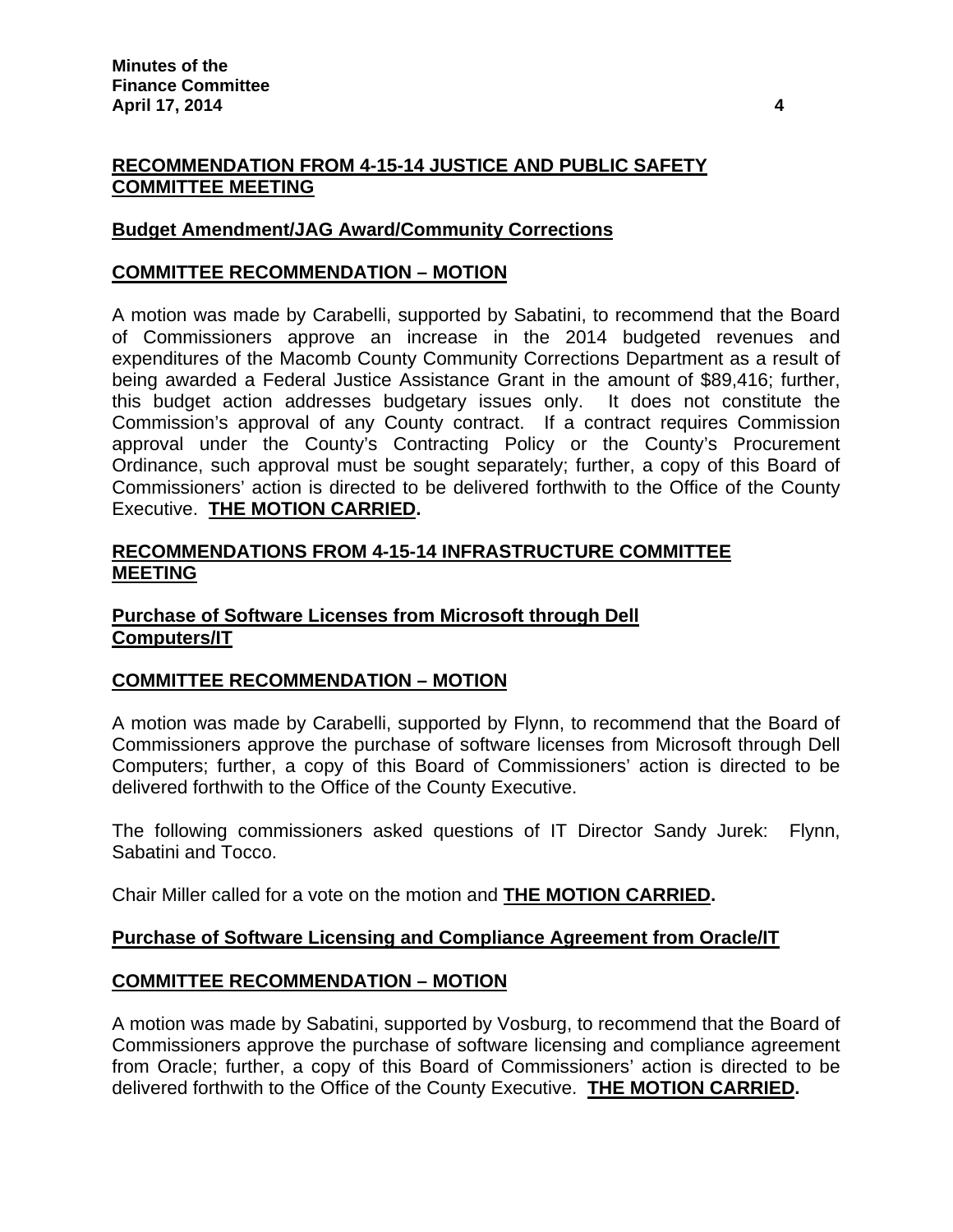## RECOMMENDATION FROM 4-15-14 JUSTICE AND PUBLIC SAFETY COMMITTEE MEETING

### Budget Amendment/JAG Award/Community Corrections

### COMMITTEE RECOMMENDATION – MOTION

A motion was made by Carabelli, supported by Sabatini, to recommend that the Board of Commissioners approve an increase in the 2014 budgeted revenues and expenditures of the Macomb County Community Corrections Department as a result of being awarded a Federal Justice Assistance Grant in the amount of $89,416; further, this budget action addresses budgetary issues only. It does not constitute the Commission's approval of any County contract. If a contract requires Commission approval under the County's Contracting Policy or the County's Procurement Ordinance, such approval must be sought separately; further, a copy of this Board of Commissioners' action is directed to be delivered forthwith to the Office of the County Executive. **THE MOTION CARRIED.**

## RECOMMENDATIONS FROM 4-15-14 INFRASTRUCTURE COMMITTEE MEETING

### Purchase of Software Licenses from Microsoft through Dell Computers/IT

### COMMITTEE RECOMMENDATION – MOTION

A motion was made by Carabelli, supported by Flynn, to recommend that the Board of Commissioners approve the purchase of software licenses from Microsoft through Dell Computers; further, a copy of this Board of Commissioners' action is directed to be delivered forthwith to the Office of the County Executive.

The following commissioners asked questions of IT Director Sandy Jurek: Flynn, Sabatini and Tocco.

Chair Miller called for a vote on the motion and **THE MOTION CARRIED.**

### Purchase of Software Licensing and Compliance Agreement from Oracle/IT

### COMMITTEE RECOMMENDATION – MOTION

A motion was made by Sabatini, supported by Vosburg, to recommend that the Board of Commissioners approve the purchase of software licensing and compliance agreement from Oracle; further, a copy of this Board of Commissioners' action is directed to be delivered forthwith to the Office of the County Executive. **THE MOTION CARRIED.**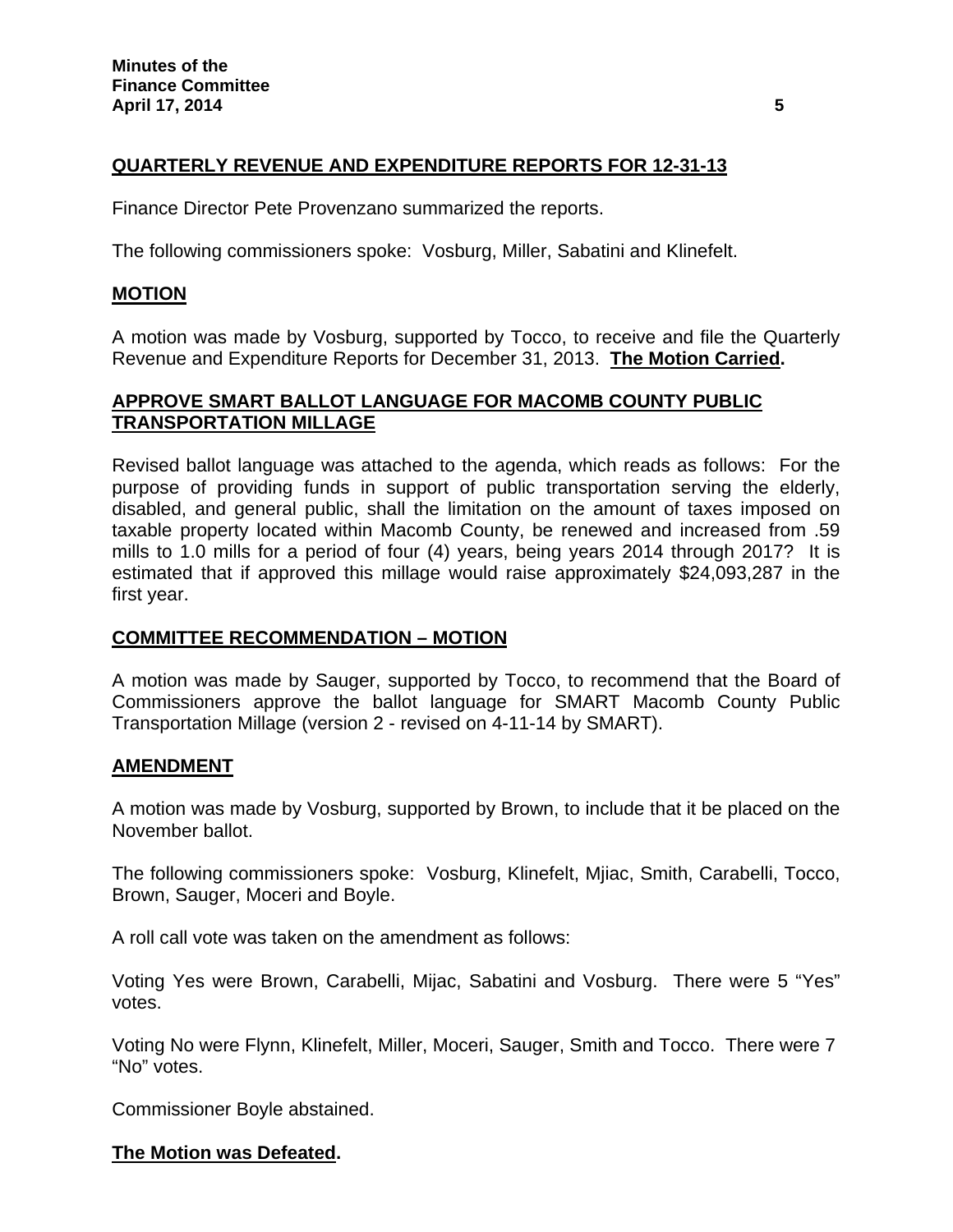## QUARTERLY REVENUE AND EXPENDITURE REPORTS FOR 12-31-13

Finance Director Pete Provenzano summarized the reports.

The following commissioners spoke: Vosburg, Miller, Sabatini and Klinefelt.

## MOTION

A motion was made by Vosburg, supported by Tocco, to receive and file the Quarterly Revenue and Expenditure Reports for December 31, 2013. **The Motion Carried.**

## APPROVE SMART BALLOT LANGUAGE FOR MACOMB COUNTY PUBLIC TRANSPORTATION MILLAGE

Revised ballot language was attached to the agenda, which reads as follows: For the purpose of providing funds in support of public transportation serving the elderly, disabled, and general public, shall the limitation on the amount of taxes imposed on taxable property located within Macomb County, be renewed and increased from .59 mills to 1.0 mills for a period of four (4) years, being years 2014 through 2017? It is estimated that if approved this millage would raise approximately $24,093,287 in the first year.

## COMMITTEE RECOMMENDATION – MOTION

A motion was made by Sauger, supported by Tocco, to recommend that the Board of Commissioners approve the ballot language for SMART Macomb County Public Transportation Millage (version 2 - revised on 4-11-14 by SMART).

## AMENDMENT

A motion was made by Vosburg, supported by Brown, to include that it be placed on the November ballot.

The following commissioners spoke: Vosburg, Klinefelt, Mjiac, Smith, Carabelli, Tocco, Brown, Sauger, Moceri and Boyle.

A roll call vote was taken on the amendment as follows:

Voting Yes were Brown, Carabelli, Mijac, Sabatini and Vosburg. There were 5 "Yes" votes.

Voting No were Flynn, Klinefelt, Miller, Moceri, Sauger, Smith and Tocco. There were 7 "No" votes.

Commissioner Boyle abstained.

**The Motion was Defeated.**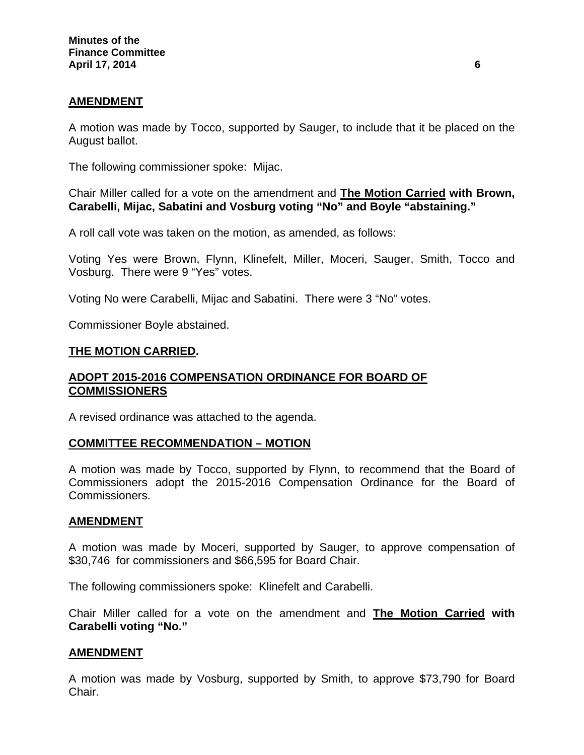**AMENDMENT**

A motion was made by Tocco, supported by Sauger, to include that it be placed on the August ballot.

The following commissioner spoke: Mijac.

Chair Miller called for a vote on the amendment and **The Motion Carried with Brown, Carabelli, Mijac, Sabatini and Vosburg voting "No" and Boyle "abstaining."**

A roll call vote was taken on the motion, as amended, as follows:

Voting Yes were Brown, Flynn, Klinefelt, Miller, Moceri, Sauger, Smith, Tocco and Vosburg. There were 9 "Yes" votes.

Voting No were Carabelli, Mijac and Sabatini. There were 3 "No" votes.

Commissioner Boyle abstained.

**THE MOTION CARRIED.**

**ADOPT 2015-2016 COMPENSATION ORDINANCE FOR BOARD OF COMMISSIONERS**

A revised ordinance was attached to the agenda.

**COMMITTEE RECOMMENDATION – MOTION**

A motion was made by Tocco, supported by Flynn, to recommend that the Board of Commissioners adopt the 2015-2016 Compensation Ordinance for the Board of Commissioners.

**AMENDMENT**

A motion was made by Moceri, supported by Sauger, to approve compensation of $30,746 for commissioners and $66,595 for Board Chair.

The following commissioners spoke: Klinefelt and Carabelli.

Chair Miller called for a vote on the amendment and **The Motion Carried with Carabelli voting "No."**

**AMENDMENT**

A motion was made by Vosburg, supported by Smith, to approve $73,790 for Board Chair.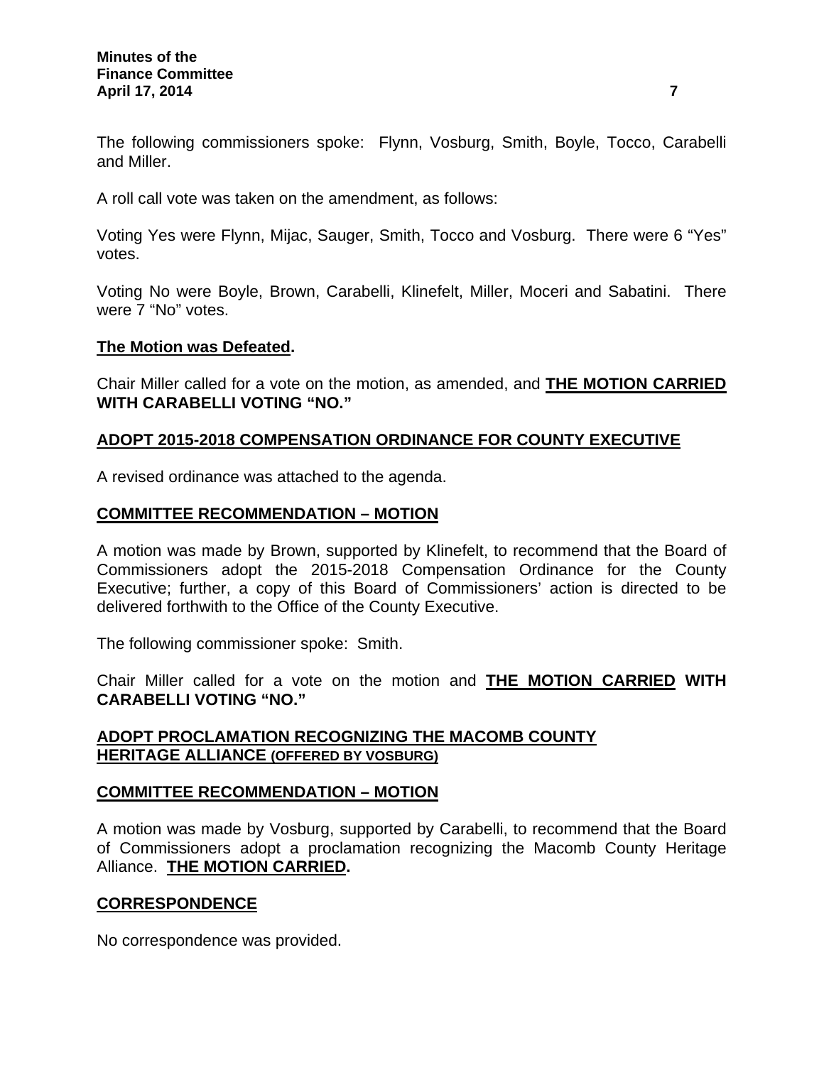The following commissioners spoke: Flynn, Vosburg, Smith, Boyle, Tocco, Carabelli and Miller.

A roll call vote was taken on the amendment, as follows:

Voting Yes were Flynn, Mijac, Sauger, Smith, Tocco and Vosburg. There were 6 "Yes" votes.

Voting No were Boyle, Brown, Carabelli, Klinefelt, Miller, Moceri and Sabatini. There were 7 "No" votes.

**The Motion was Defeated.**

Chair Miller called for a vote on the motion, as amended, and **THE MOTION CARRIED WITH CARABELLI VOTING "NO."**

## ADOPT 2015-2018 COMPENSATION ORDINANCE FOR COUNTY EXECUTIVE

A revised ordinance was attached to the agenda.

## COMMITTEE RECOMMENDATION – MOTION

A motion was made by Brown, supported by Klinefelt, to recommend that the Board of Commissioners adopt the 2015-2018 Compensation Ordinance for the County Executive; further, a copy of this Board of Commissioners' action is directed to be delivered forthwith to the Office of the County Executive.

The following commissioner spoke: Smith.

Chair Miller called for a vote on the motion and **THE MOTION CARRIED WITH CARABELLI VOTING "NO."**

## ADOPT PROCLAMATION RECOGNIZING THE MACOMB COUNTY HERITAGE ALLIANCE (OFFERED BY VOSBURG)

## COMMITTEE RECOMMENDATION – MOTION

A motion was made by Vosburg, supported by Carabelli, to recommend that the Board of Commissioners adopt a proclamation recognizing the Macomb County Heritage Alliance. **THE MOTION CARRIED.**

## CORRESPONDENCE

No correspondence was provided.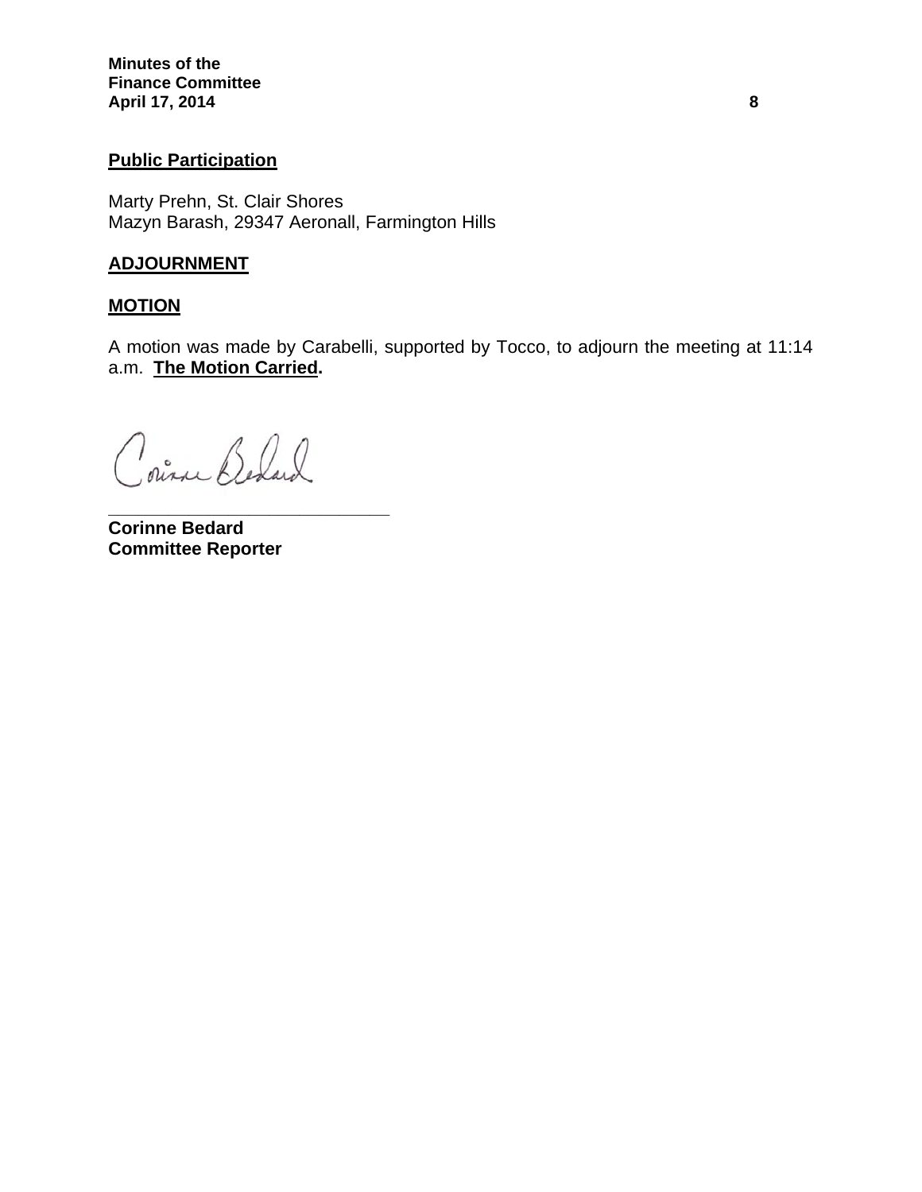**Public Participation**

Marty Prehn, St. Clair Shores
Mazyn Barash, 29347 Aeronall, Farmington Hills

**ADJOURNMENT**

**MOTION**

A motion was made by Carabelli, supported by Tocco, to adjourn the meeting at 11:14 a.m. **The Motion Carried.**

\_\_\_\_\_\_\_\_\_\_\_\_\_\_\_\_\_\_\_\_\_\_\_\_\_\_\_\_\_\_\_\_
**Corinne Bedard**
**Committee Reporter**